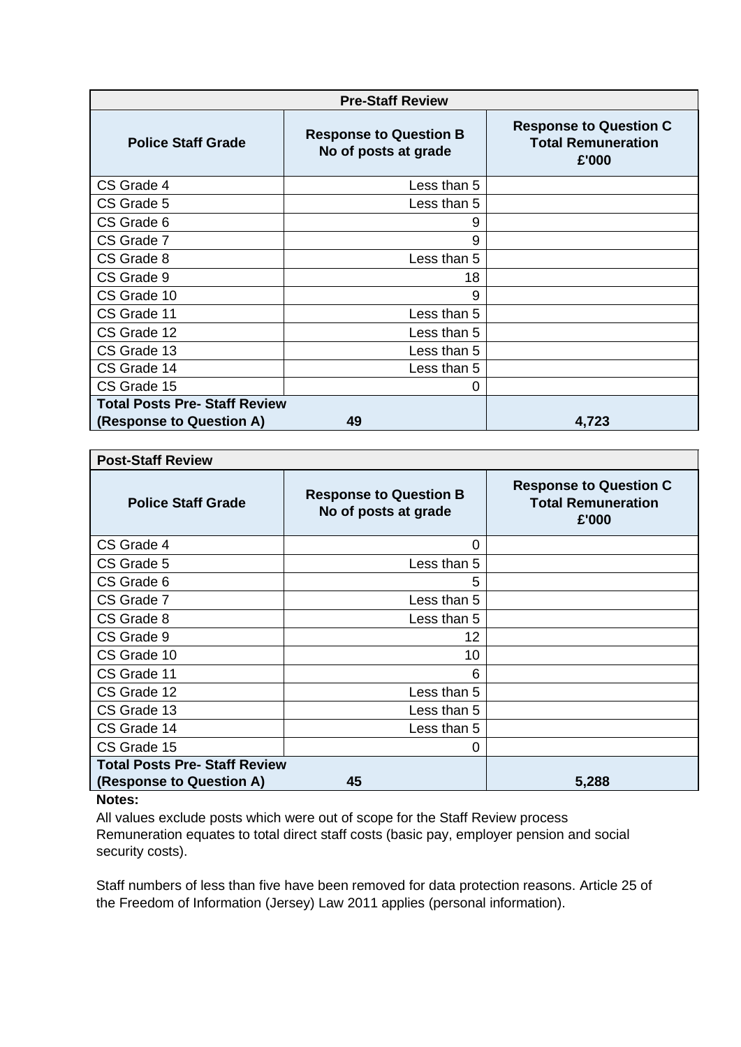| Pre-Staff Review | | |
|---|---|---|
| **Police Staff Grade** | **Response to Question B No of posts at grade** | **Response to Question C Total Remuneration £'000** |
| CS Grade 4 | Less than 5 | |
| CS Grade 5 | Less than 5 | |
| CS Grade 6 | 9 | |
| CS Grade 7 | 9 | |
| CS Grade 8 | Less than 5 | |
| CS Grade 9 | 18 | |
| CS Grade 10 | 9 | |
| CS Grade 11 | Less than 5 | |
| CS Grade 12 | Less than 5 | |
| CS Grade 13 | Less than 5 | |
| CS Grade 14 | Less than 5 | |
| CS Grade 15 | 0 | |
| **Total Posts Pre- Staff Review (Response to Question A)** | **49** | **4,723** |

| Post-Staff Review | | |
|---|---|---|
| **Police Staff Grade** | **Response to Question B No of posts at grade** | **Response to Question C Total Remuneration £'000** |
| CS Grade 4 | 0 | |
| CS Grade 5 | Less than 5 | |
| CS Grade 6 | 5 | |
| CS Grade 7 | Less than 5 | |
| CS Grade 8 | Less than 5 | |
| CS Grade 9 | 12 | |
| CS Grade 10 | 10 | |
| CS Grade 11 | 6 | |
| CS Grade 12 | Less than 5 | |
| CS Grade 13 | Less than 5 | |
| CS Grade 14 | Less than 5 | |
| CS Grade 15 | 0 | |
| **Total Posts Pre- Staff Review (Response to Question A)** | **45** | **5,288** |

**Notes:**

All values exclude posts which were out of scope for the Staff Review process
Remuneration equates to total direct staff costs (basic pay, employer pension and social security costs).

Staff numbers of less than five have been removed for data protection reasons. Article 25 of the Freedom of Information (Jersey) Law 2011 applies (personal information).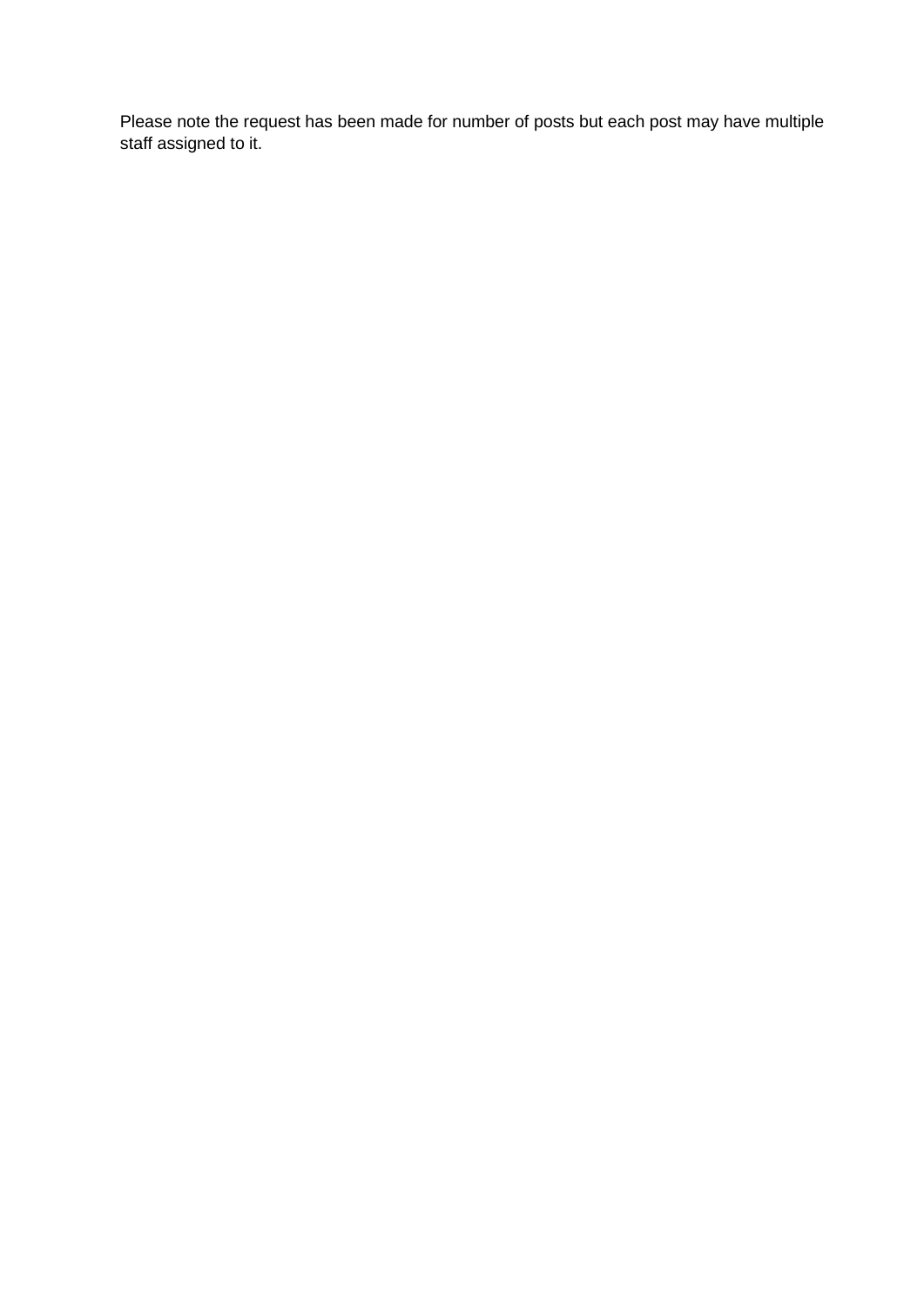Please note the request has been made for number of posts but each post may have multiple staff assigned to it.